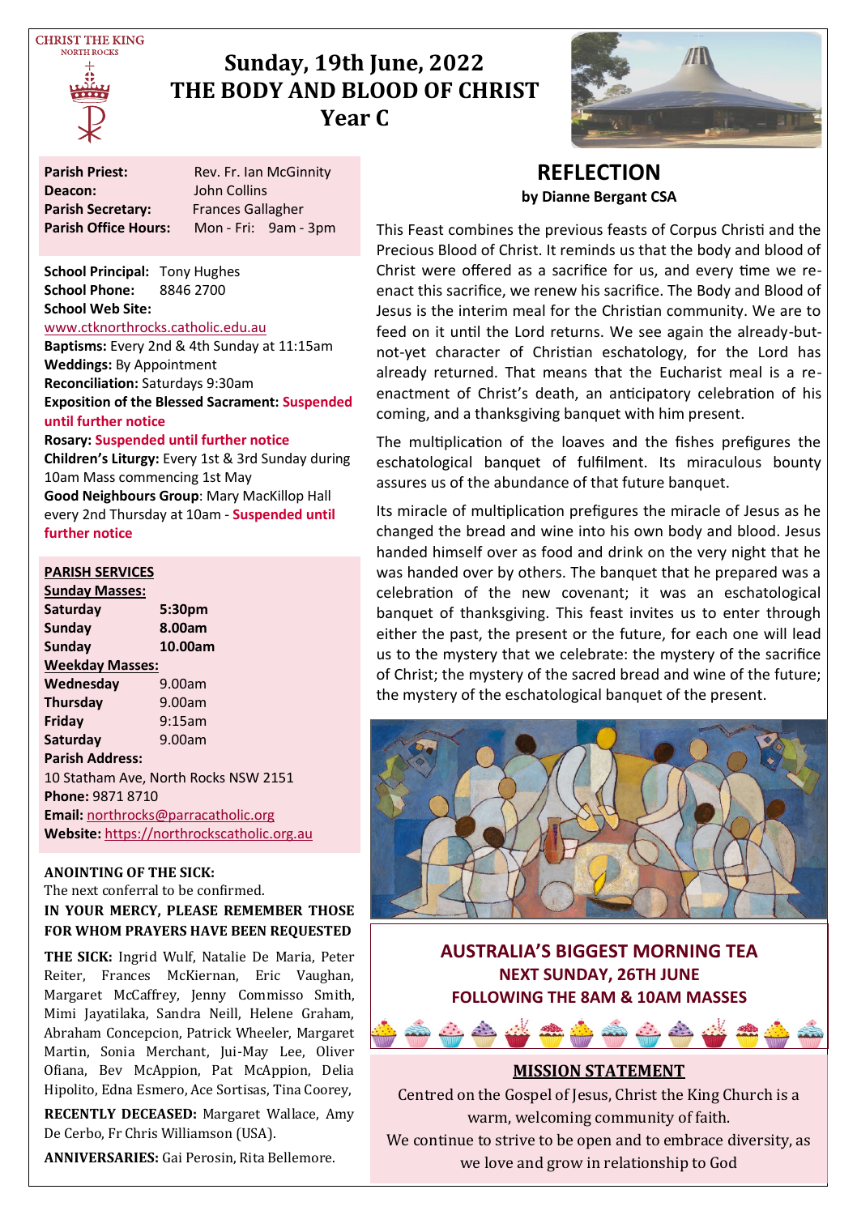CHRIST THE KING
NORTH ROCKS

# Sunday, 19th June, 2022
# THE BODY AND BLOOD OF CHRIST
# Year C

**Parish Priest:** Rev. Fr. Ian McGinnity
**Deacon:** John Collins
**Parish Secretary:** Frances Gallagher
**Parish Office Hours:** Mon - Fri: 9am - 3pm

**School Principal:** Tony Hughes
**School Phone:** 8846 2700
**School Web Site:**
www.ctknorthrocks.catholic.edu.au
**Baptisms:** Every 2nd & 4th Sunday at 11:15am
**Weddings:** By Appointment
**Reconciliation:** Saturdays 9:30am
**Exposition of the Blessed Sacrament:** **Suspended until further notice**
**Rosary:** **Suspended until further notice**
**Children's Liturgy:** Every 1st & 3rd Sunday during 10am Mass commencing 1st May
**Good Neighbours Group**: Mary MacKillop Hall every 2nd Thursday at 10am - **Suspended until further notice**

**PARISH SERVICES**

**Sunday Masses:**

| | |
|---|---|
| **Saturday** | **5:30pm** |
| **Sunday** | **8.00am** |
| **Sunday** | **10.00am** |

**Weekday Masses:**

| | |
|---|---|
| **Wednesday** | 9.00am |
| **Thursday** | 9.00am |
| **Friday** | 9:15am |
| **Saturday** | 9.00am |

**Parish Address:**
10 Statham Ave, North Rocks NSW 2151
**Phone:** 9871 8710
**Email:** northrocks@parracatholic.org
**Website:** https://northrockscatholic.org.au

**ANOINTING OF THE SICK:**
The next conferral to be confirmed.

**IN YOUR MERCY, PLEASE REMEMBER THOSE FOR WHOM PRAYERS HAVE BEEN REQUESTED**

**THE SICK:** Ingrid Wulf, Natalie De Maria, Peter Reiter, Frances McKiernan, Eric Vaughan, Margaret McCaffrey, Jenny Commisso Smith, Mimi Jayatilaka, Sandra Neill, Helene Graham, Abraham Concepcion, Patrick Wheeler, Margaret Martin, Sonia Merchant, Jui-May Lee, Oliver Ofiana, Bev McAppion, Pat McAppion, Delia Hipolito, Edna Esmero, Ace Sortisas, Tina Coorey,

**RECENTLY DECEASED:** Margaret Wallace, Amy De Cerbo, Fr Chris Williamson (USA).

**ANNIVERSARIES:** Gai Perosin, Rita Bellemore.

## REFLECTION
**by Dianne Bergant CSA**

This Feast combines the previous feasts of Corpus Christi and the Precious Blood of Christ. It reminds us that the body and blood of Christ were offered as a sacrifice for us, and every time we re-enact this sacrifice, we renew his sacrifice. The Body and Blood of Jesus is the interim meal for the Christian community. We are to feed on it until the Lord returns. We see again the already-but-not-yet character of Christian eschatology, for the Lord has already returned. That means that the Eucharist meal is a re-enactment of Christ's death, an anticipatory celebration of his coming, and a thanksgiving banquet with him present.

The multiplication of the loaves and the fishes prefigures the eschatological banquet of fulfilment. Its miraculous bounty assures us of the abundance of that future banquet.

Its miracle of multiplication prefigures the miracle of Jesus as he changed the bread and wine into his own body and blood. Jesus handed himself over as food and drink on the very night that he was handed over by others. The banquet that he prepared was a celebration of the new covenant; it was an eschatological banquet of thanksgiving. This feast invites us to enter through either the past, the present or the future, for each one will lead us to the mystery that we celebrate: the mystery of the sacrifice of Christ; the mystery of the sacred bread and wine of the future; the mystery of the eschatological banquet of the present.

**AUSTRALIA'S BIGGEST MORNING TEA**
**NEXT SUNDAY, 26TH JUNE**
**FOLLOWING THE 8AM & 10AM MASSES**

**MISSION STATEMENT**

Centred on the Gospel of Jesus, Christ the King Church is a warm, welcoming community of faith.
We continue to strive to be open and to embrace diversity, as we love and grow in relationship to God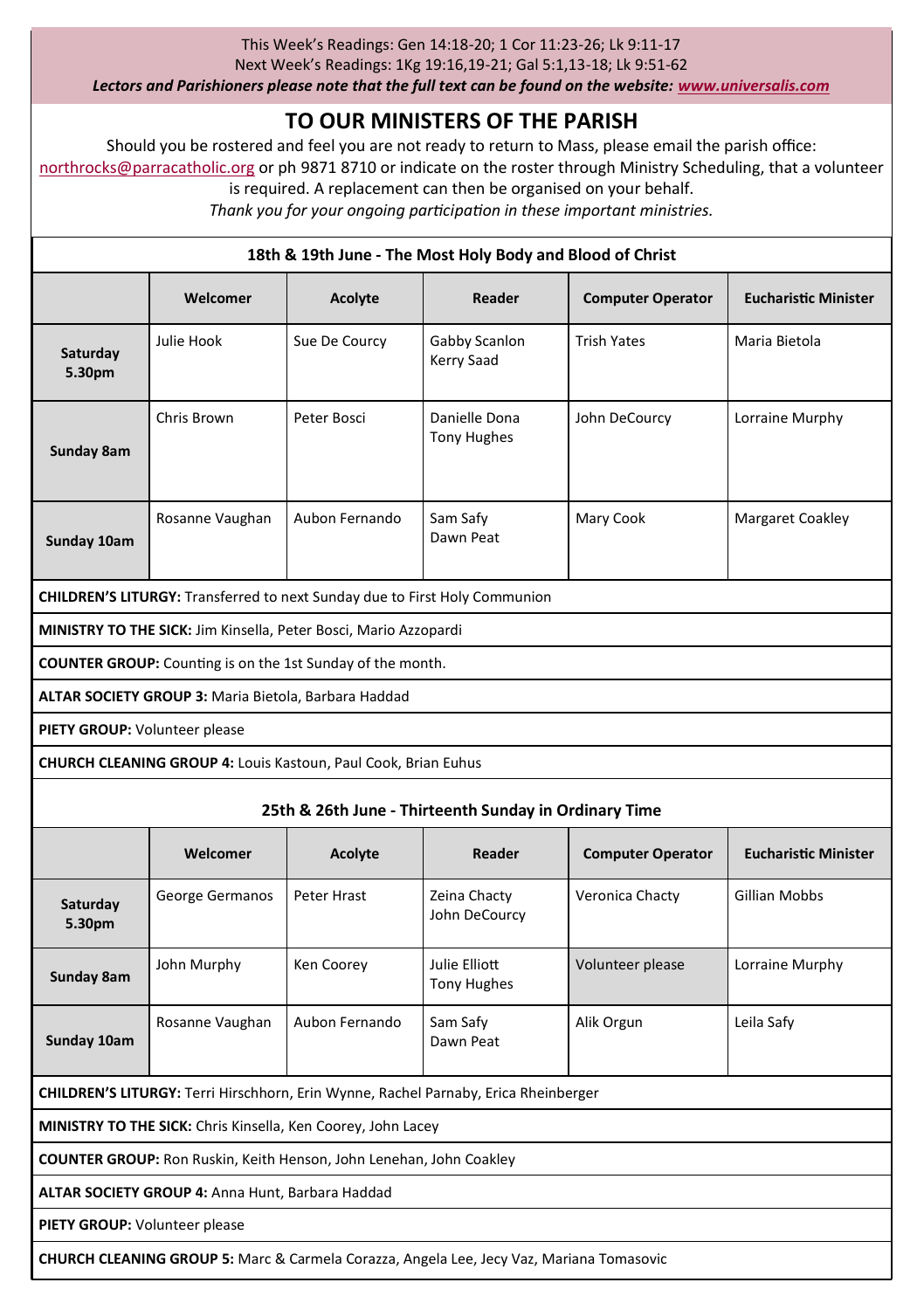This Week's Readings: Gen 14:18-20; 1 Cor 11:23-26; Lk 9:11-17
Next Week's Readings: 1Kg 19:16,19-21; Gal 5:1,13-18; Lk 9:51-62
***Lectors and Parishioners please note that the full text can be found on the website: [www.universalis.com](www.universalis.com)***

## TO OUR MINISTERS OF THE PARISH

Should you be rostered and feel you are not ready to return to Mass, please email the parish office: northrocks@parracatholic.org or ph 9871 8710 or indicate on the roster through Ministry Scheduling, that a volunteer is required. A replacement can then be organised on your behalf.
*Thank you for your ongoing participation in these important ministries.*

### 18th & 19th June - The Most Holy Body and Blood of Christ

| | Welcomer | Acolyte | Reader | Computer Operator | Eucharistic Minister |
|---|---|---|---|---|---|
| **Saturday 5.30pm** | Julie Hook | Sue De Courcy | Gabby Scanlon<br>Kerry Saad | Trish Yates | Maria Bietola |
| **Sunday 8am** | Chris Brown | Peter Bosci | Danielle Dona<br>Tony Hughes | John DeCourcy | Lorraine Murphy |
| **Sunday 10am** | Rosanne Vaughan | Aubon Fernando | Sam Safy<br>Dawn Peat | Mary Cook | Margaret Coakley |

**CHILDREN'S LITURGY:** Transferred to next Sunday due to First Holy Communion

**MINISTRY TO THE SICK:** Jim Kinsella, Peter Bosci, Mario Azzopardi

**COUNTER GROUP:** Counting is on the 1st Sunday of the month.

**ALTAR SOCIETY GROUP 3:** Maria Bietola, Barbara Haddad

**PIETY GROUP:** Volunteer please

**CHURCH CLEANING GROUP 4:** Louis Kastoun, Paul Cook, Brian Euhus

### 25th & 26th June - Thirteenth Sunday in Ordinary Time

| | Welcomer | Acolyte | Reader | Computer Operator | Eucharistic Minister |
|---|---|---|---|---|---|
| **Saturday 5.30pm** | George Germanos | Peter Hrast | Zeina Chacty<br>John DeCourcy | Veronica Chacty | Gillian Mobbs |
| **Sunday 8am** | John Murphy | Ken Coorey | Julie Elliott<br>Tony Hughes | Volunteer please | Lorraine Murphy |
| **Sunday 10am** | Rosanne Vaughan | Aubon Fernando | Sam Safy<br>Dawn Peat | Alik Orgun | Leila Safy |

**CHILDREN'S LITURGY:** Terri Hirschhorn, Erin Wynne, Rachel Parnaby, Erica Rheinberger

**MINISTRY TO THE SICK:** Chris Kinsella, Ken Coorey, John Lacey

**COUNTER GROUP:** Ron Ruskin, Keith Henson, John Lenehan, John Coakley

**ALTAR SOCIETY GROUP 4:** Anna Hunt, Barbara Haddad

**PIETY GROUP:** Volunteer please

**CHURCH CLEANING GROUP 5:** Marc & Carmela Corazza, Angela Lee, Jecy Vaz, Mariana Tomasovic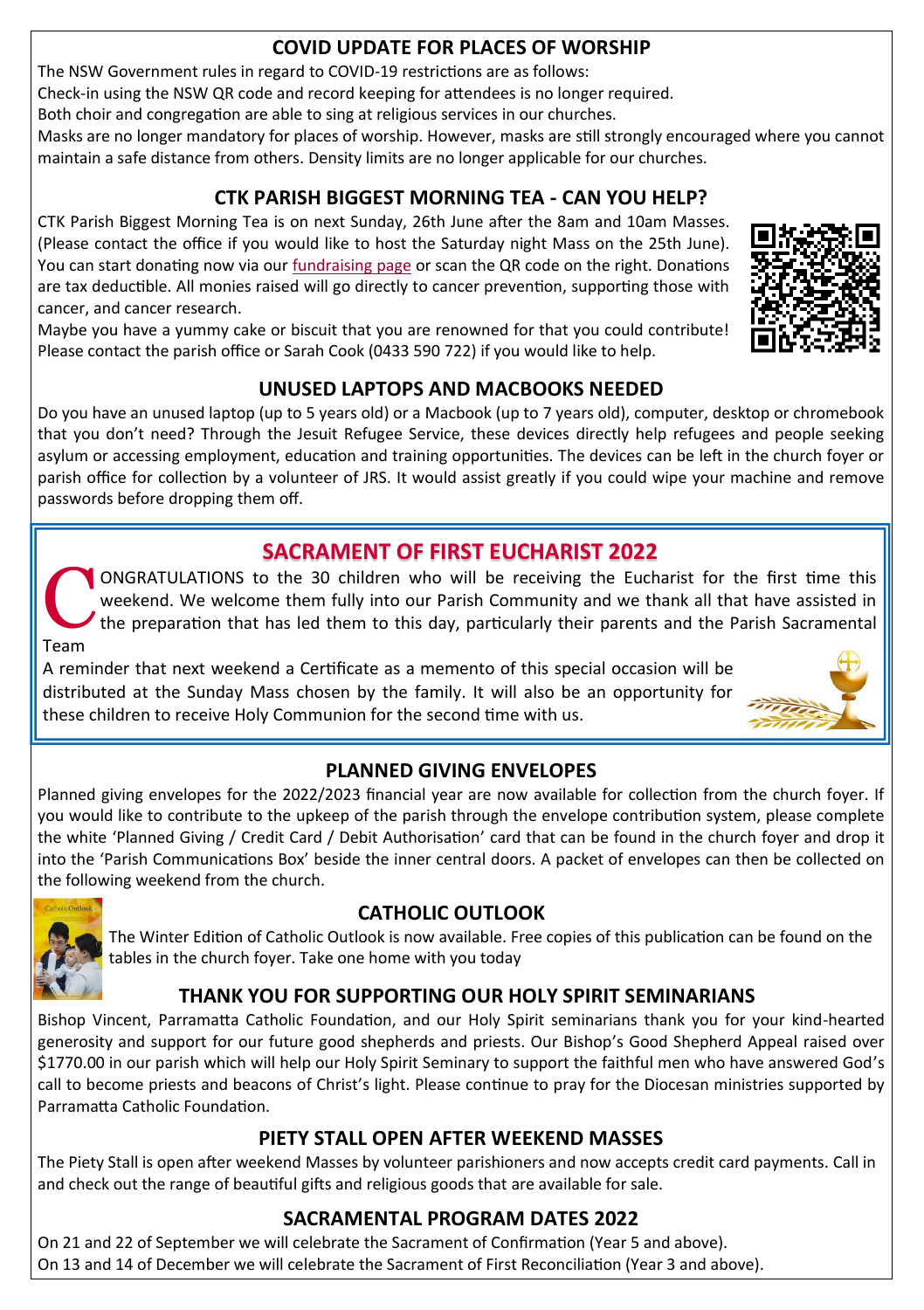## COVID UPDATE FOR PLACES OF WORSHIP

The NSW Government rules in regard to COVID-19 restrictions are as follows:

Check-in using the NSW QR code and record keeping for attendees is no longer required.

Both choir and congregation are able to sing at religious services in our churches.

Masks are no longer mandatory for places of worship. However, masks are still strongly encouraged where you cannot maintain a safe distance from others. Density limits are no longer applicable for our churches.

## CTK PARISH BIGGEST MORNING TEA - CAN YOU HELP?

CTK Parish Biggest Morning Tea is on next Sunday, 26th June after the 8am and 10am Masses. (Please contact the office if you would like to host the Saturday night Mass on the 25th June). You can start donating now via our fundraising page or scan the QR code on the right. Donations are tax deductible. All monies raised will go directly to cancer prevention, supporting those with cancer, and cancer research.

Maybe you have a yummy cake or biscuit that you are renowned for that you could contribute! Please contact the parish office or Sarah Cook (0433 590 722) if you would like to help.

## UNUSED LAPTOPS AND MACBOOKS NEEDED

Do you have an unused laptop (up to 5 years old) or a Macbook (up to 7 years old), computer, desktop or chromebook that you don't need? Through the Jesuit Refugee Service, these devices directly help refugees and people seeking asylum or accessing employment, education and training opportunities. The devices can be left in the church foyer or parish office for collection by a volunteer of JRS. It would assist greatly if you could wipe your machine and remove passwords before dropping them off.

## SACRAMENT OF FIRST EUCHARIST 2022

CONGRATULATIONS to the 30 children who will be receiving the Eucharist for the first time this weekend. We welcome them fully into our Parish Community and we thank all that have assisted in the preparation that has led them to this day, particularly their parents and the Parish Sacramental Team

A reminder that next weekend a Certificate as a memento of this special occasion will be distributed at the Sunday Mass chosen by the family. It will also be an opportunity for these children to receive Holy Communion for the second time with us.

## PLANNED GIVING ENVELOPES

Planned giving envelopes for the 2022/2023 financial year are now available for collection from the church foyer. If you would like to contribute to the upkeep of the parish through the envelope contribution system, please complete the white 'Planned Giving / Credit Card / Debit Authorisation' card that can be found in the church foyer and drop it into the 'Parish Communications Box' beside the inner central doors. A packet of envelopes can then be collected on the following weekend from the church.

## CATHOLIC OUTLOOK

The Winter Edition of Catholic Outlook is now available. Free copies of this publication can be found on the tables in the church foyer. Take one home with you today

## THANK YOU FOR SUPPORTING OUR HOLY SPIRIT SEMINARIANS

Bishop Vincent, Parramatta Catholic Foundation, and our Holy Spirit seminarians thank you for your kind-hearted generosity and support for our future good shepherds and priests. Our Bishop's Good Shepherd Appeal raised over $1770.00 in our parish which will help our Holy Spirit Seminary to support the faithful men who have answered God's call to become priests and beacons of Christ's light. Please continue to pray for the Diocesan ministries supported by Parramatta Catholic Foundation.

## PIETY STALL OPEN AFTER WEEKEND MASSES

The Piety Stall is open after weekend Masses by volunteer parishioners and now accepts credit card payments. Call in and check out the range of beautiful gifts and religious goods that are available for sale.

## SACRAMENTAL PROGRAM DATES 2022

On 21 and 22 of September we will celebrate the Sacrament of Confirmation (Year 5 and above).

On 13 and 14 of December we will celebrate the Sacrament of First Reconciliation (Year 3 and above).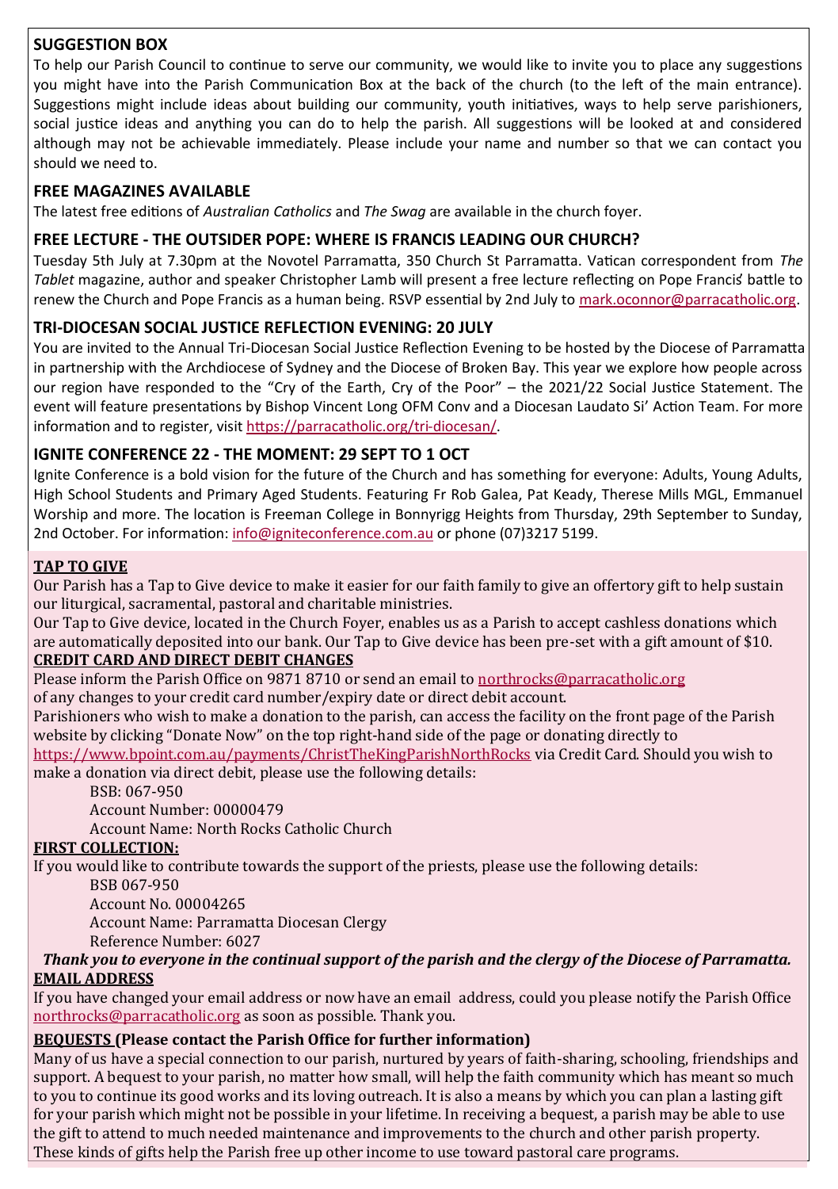## SUGGESTION BOX

To help our Parish Council to continue to serve our community, we would like to invite you to place any suggestions you might have into the Parish Communication Box at the back of the church (to the left of the main entrance). Suggestions might include ideas about building our community, youth initiatives, ways to help serve parishioners, social justice ideas and anything you can do to help the parish. All suggestions will be looked at and considered although may not be achievable immediately. Please include your name and number so that we can contact you should we need to.

## FREE MAGAZINES AVAILABLE

The latest free editions of *Australian Catholics* and *The Swag* are available in the church foyer.

## FREE LECTURE - THE OUTSIDER POPE: WHERE IS FRANCIS LEADING OUR CHURCH?

Tuesday 5th July at 7.30pm at the Novotel Parramatta, 350 Church St Parramatta. Vatican correspondent from *The Tablet* magazine, author and speaker Christopher Lamb will present a free lecture reflecting on Pope Francis' battle to renew the Church and Pope Francis as a human being. RSVP essential by 2nd July to mark.oconnor@parracatholic.org.

## TRI-DIOCESAN SOCIAL JUSTICE REFLECTION EVENING: 20 JULY

You are invited to the Annual Tri-Diocesan Social Justice Reflection Evening to be hosted by the Diocese of Parramatta in partnership with the Archdiocese of Sydney and the Diocese of Broken Bay. This year we explore how people across our region have responded to the "Cry of the Earth, Cry of the Poor" – the 2021/22 Social Justice Statement. The event will feature presentations by Bishop Vincent Long OFM Conv and a Diocesan Laudato Si' Action Team. For more information and to register, visit https://parracatholic.org/tri-diocesan/.

## IGNITE CONFERENCE 22 - THE MOMENT: 29 SEPT TO 1 OCT

Ignite Conference is a bold vision for the future of the Church and has something for everyone: Adults, Young Adults, High School Students and Primary Aged Students. Featuring Fr Rob Galea, Pat Keady, Therese Mills MGL, Emmanuel Worship and more. The location is Freeman College in Bonnyrigg Heights from Thursday, 29th September to Sunday, 2nd October. For information: info@igniteconference.com.au or phone (07)3217 5199.

## TAP TO GIVE

Our Parish has a Tap to Give device to make it easier for our faith family to give an offertory gift to help sustain our liturgical, sacramental, pastoral and charitable ministries.

Our Tap to Give device, located in the Church Foyer, enables us as a Parish to accept cashless donations which are automatically deposited into our bank. Our Tap to Give device has been pre-set with a gift amount of $10.

## CREDIT CARD AND DIRECT DEBIT CHANGES

Please inform the Parish Office on 9871 8710 or send an email to northrocks@parracatholic.org of any changes to your credit card number/expiry date or direct debit account.

Parishioners who wish to make a donation to the parish, can access the facility on the front page of the Parish website by clicking "Donate Now" on the top right-hand side of the page or donating directly to https://www.bpoint.com.au/payments/ChristTheKingParishNorthRocks via Credit Card. Should you wish to make a donation via direct debit, please use the following details:

BSB: 067-950
Account Number: 00000479
Account Name: North Rocks Catholic Church

## FIRST COLLECTION:

If you would like to contribute towards the support of the priests, please use the following details:

BSB 067-950
Account No. 00004265
Account Name: Parramatta Diocesan Clergy
Reference Number: 6027

***Thank you to everyone in the continual support of the parish and the clergy of the Diocese of Parramatta.***

## EMAIL ADDRESS

If you have changed your email address or now have an email address, could you please notify the Parish Office northrocks@parracatholic.org as soon as possible. Thank you.

## BEQUESTS (Please contact the Parish Office for further information)

Many of us have a special connection to our parish, nurtured by years of faith-sharing, schooling, friendships and support. A bequest to your parish, no matter how small, will help the faith community which has meant so much to you to continue its good works and its loving outreach. It is also a means by which you can plan a lasting gift for your parish which might not be possible in your lifetime. In receiving a bequest, a parish may be able to use the gift to attend to much needed maintenance and improvements to the church and other parish property. These kinds of gifts help the Parish free up other income to use toward pastoral care programs.